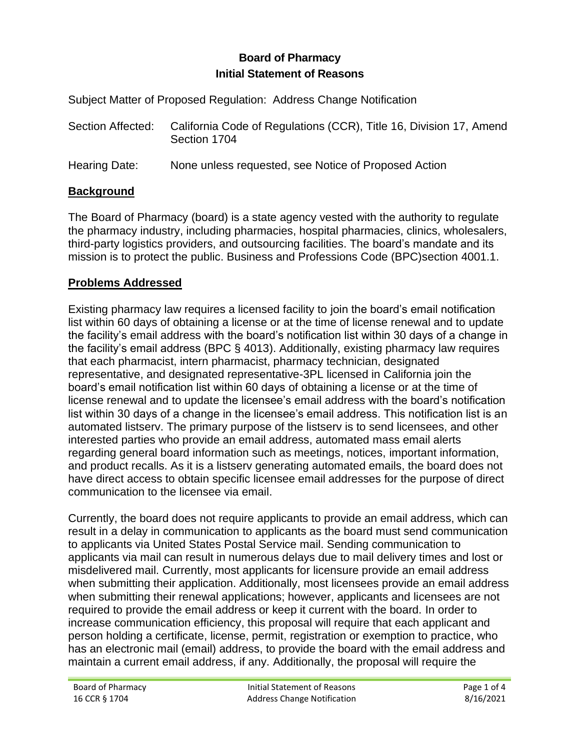**Board of Pharmacy**
**Initial Statement of Reasons**

Subject Matter of Proposed Regulation: Address Change Notification

Section Affected: California Code of Regulations (CCR), Title 16, Division 17, Amend Section 1704

Hearing Date: None unless requested, see Notice of Proposed Action

## Background

The Board of Pharmacy (board) is a state agency vested with the authority to regulate the pharmacy industry, including pharmacies, hospital pharmacies, clinics, wholesalers, third-party logistics providers, and outsourcing facilities. The board's mandate and its mission is to protect the public. Business and Professions Code (BPC)section 4001.1.

## Problems Addressed

Existing pharmacy law requires a licensed facility to join the board's email notification list within 60 days of obtaining a license or at the time of license renewal and to update the facility's email address with the board's notification list within 30 days of a change in the facility's email address (BPC § 4013). Additionally, existing pharmacy law requires that each pharmacist, intern pharmacist, pharmacy technician, designated representative, and designated representative-3PL licensed in California join the board's email notification list within 60 days of obtaining a license or at the time of license renewal and to update the licensee's email address with the board's notification list within 30 days of a change in the licensee's email address. This notification list is an automated listserv. The primary purpose of the listserv is to send licensees, and other interested parties who provide an email address, automated mass email alerts regarding general board information such as meetings, notices, important information, and product recalls. As it is a listserv generating automated emails, the board does not have direct access to obtain specific licensee email addresses for the purpose of direct communication to the licensee via email.

Currently, the board does not require applicants to provide an email address, which can result in a delay in communication to applicants as the board must send communication to applicants via United States Postal Service mail. Sending communication to applicants via mail can result in numerous delays due to mail delivery times and lost or misdelivered mail. Currently, most applicants for licensure provide an email address when submitting their application. Additionally, most licensees provide an email address when submitting their renewal applications; however, applicants and licensees are not required to provide the email address or keep it current with the board. In order to increase communication efficiency, this proposal will require that each applicant and person holding a certificate, license, permit, registration or exemption to practice, who has an electronic mail (email) address, to provide the board with the email address and maintain a current email address, if any. Additionally, the proposal will require the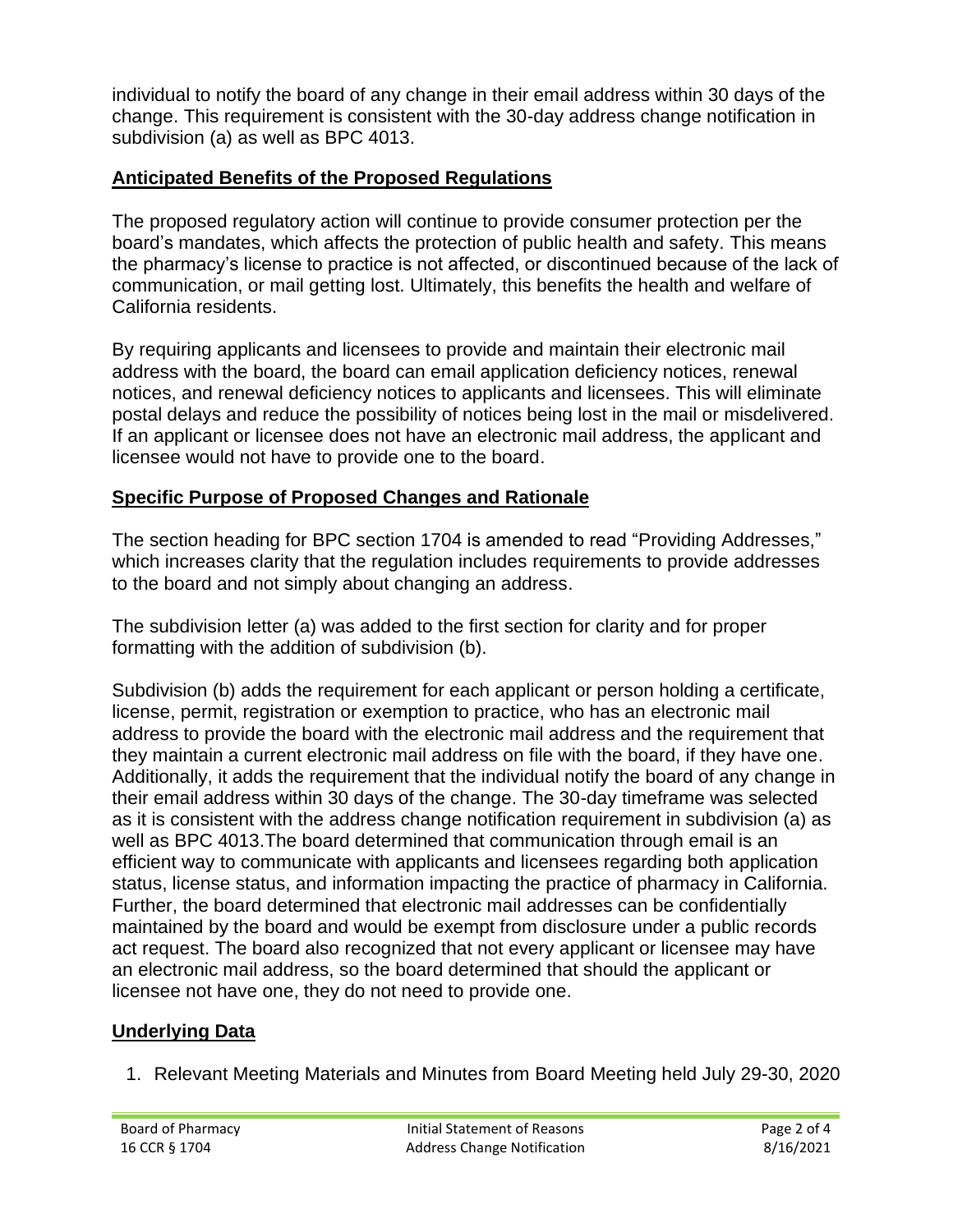individual to notify the board of any change in their email address within 30 days of the change. This requirement is consistent with the 30-day address change notification in subdivision (a) as well as BPC 4013.

## Anticipated Benefits of the Proposed Regulations

The proposed regulatory action will continue to provide consumer protection per the board's mandates, which affects the protection of public health and safety. This means the pharmacy's license to practice is not affected, or discontinued because of the lack of communication, or mail getting lost. Ultimately, this benefits the health and welfare of California residents.

By requiring applicants and licensees to provide and maintain their electronic mail address with the board, the board can email application deficiency notices, renewal notices, and renewal deficiency notices to applicants and licensees. This will eliminate postal delays and reduce the possibility of notices being lost in the mail or misdelivered. If an applicant or licensee does not have an electronic mail address, the applicant and licensee would not have to provide one to the board.

## Specific Purpose of Proposed Changes and Rationale

The section heading for BPC section 1704 is amended to read "Providing Addresses," which increases clarity that the regulation includes requirements to provide addresses to the board and not simply about changing an address.

The subdivision letter (a) was added to the first section for clarity and for proper formatting with the addition of subdivision (b).

Subdivision (b) adds the requirement for each applicant or person holding a certificate, license, permit, registration or exemption to practice, who has an electronic mail address to provide the board with the electronic mail address and the requirement that they maintain a current electronic mail address on file with the board, if they have one. Additionally, it adds the requirement that the individual notify the board of any change in their email address within 30 days of the change. The 30-day timeframe was selected as it is consistent with the address change notification requirement in subdivision (a) as well as BPC 4013.The board determined that communication through email is an efficient way to communicate with applicants and licensees regarding both application status, license status, and information impacting the practice of pharmacy in California. Further, the board determined that electronic mail addresses can be confidentially maintained by the board and would be exempt from disclosure under a public records act request. The board also recognized that not every applicant or licensee may have an electronic mail address, so the board determined that should the applicant or licensee not have one, they do not need to provide one.

## Underlying Data

1. Relevant Meeting Materials and Minutes from Board Meeting held July 29-30, 2020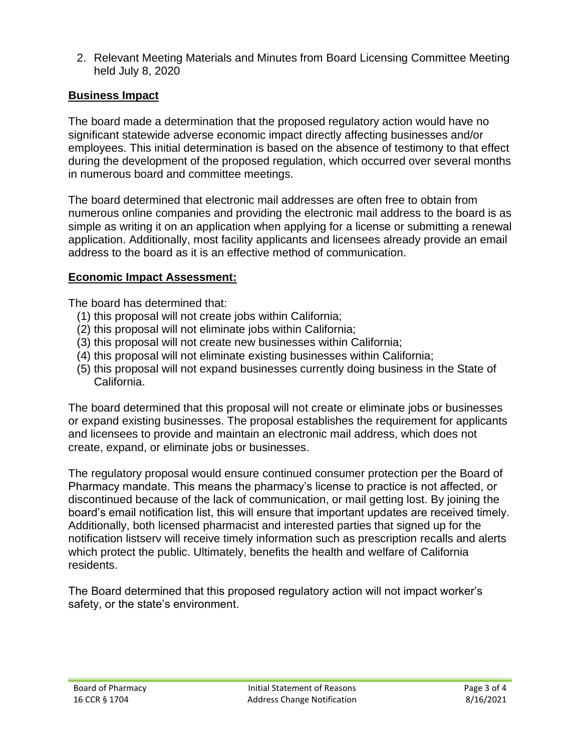2. Relevant Meeting Materials and Minutes from Board Licensing Committee Meeting held July 8, 2020

## Business Impact

The board made a determination that the proposed regulatory action would have no significant statewide adverse economic impact directly affecting businesses and/or employees. This initial determination is based on the absence of testimony to that effect during the development of the proposed regulation, which occurred over several months in numerous board and committee meetings.

The board determined that electronic mail addresses are often free to obtain from numerous online companies and providing the electronic mail address to the board is as simple as writing it on an application when applying for a license or submitting a renewal application. Additionally, most facility applicants and licensees already provide an email address to the board as it is an effective method of communication.

## Economic Impact Assessment:

The board has determined that:

(1) this proposal will not create jobs within California;
(2) this proposal will not eliminate jobs within California;
(3) this proposal will not create new businesses within California;
(4) this proposal will not eliminate existing businesses within California;
(5) this proposal will not expand businesses currently doing business in the State of California.

The board determined that this proposal will not create or eliminate jobs or businesses or expand existing businesses. The proposal establishes the requirement for applicants and licensees to provide and maintain an electronic mail address, which does not create, expand, or eliminate jobs or businesses.

The regulatory proposal would ensure continued consumer protection per the Board of Pharmacy mandate. This means the pharmacy's license to practice is not affected, or discontinued because of the lack of communication, or mail getting lost. By joining the board's email notification list, this will ensure that important updates are received timely. Additionally, both licensed pharmacist and interested parties that signed up for the notification listserv will receive timely information such as prescription recalls and alerts which protect the public. Ultimately, benefits the health and welfare of California residents.

The Board determined that this proposed regulatory action will not impact worker's safety, or the state's environment.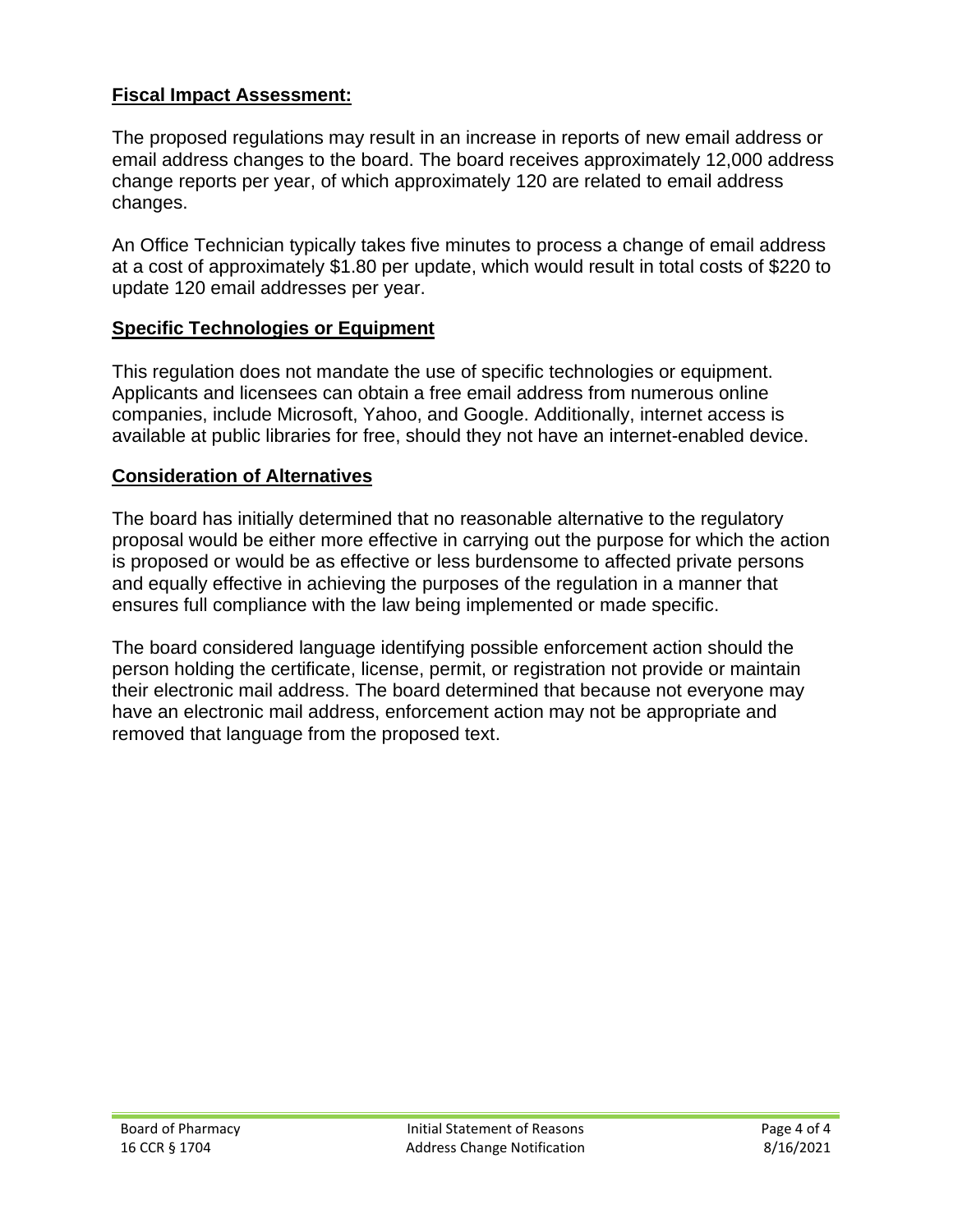## Fiscal Impact Assessment:

The proposed regulations may result in an increase in reports of new email address or email address changes to the board. The board receives approximately 12,000 address change reports per year, of which approximately 120 are related to email address changes.

An Office Technician typically takes five minutes to process a change of email address at a cost of approximately $1.80 per update, which would result in total costs of $220 to update 120 email addresses per year.

## Specific Technologies or Equipment

This regulation does not mandate the use of specific technologies or equipment. Applicants and licensees can obtain a free email address from numerous online companies, include Microsoft, Yahoo, and Google. Additionally, internet access is available at public libraries for free, should they not have an internet-enabled device.

## Consideration of Alternatives

The board has initially determined that no reasonable alternative to the regulatory proposal would be either more effective in carrying out the purpose for which the action is proposed or would be as effective or less burdensome to affected private persons and equally effective in achieving the purposes of the regulation in a manner that ensures full compliance with the law being implemented or made specific.

The board considered language identifying possible enforcement action should the person holding the certificate, license, permit, or registration not provide or maintain their electronic mail address. The board determined that because not everyone may have an electronic mail address, enforcement action may not be appropriate and removed that language from the proposed text.